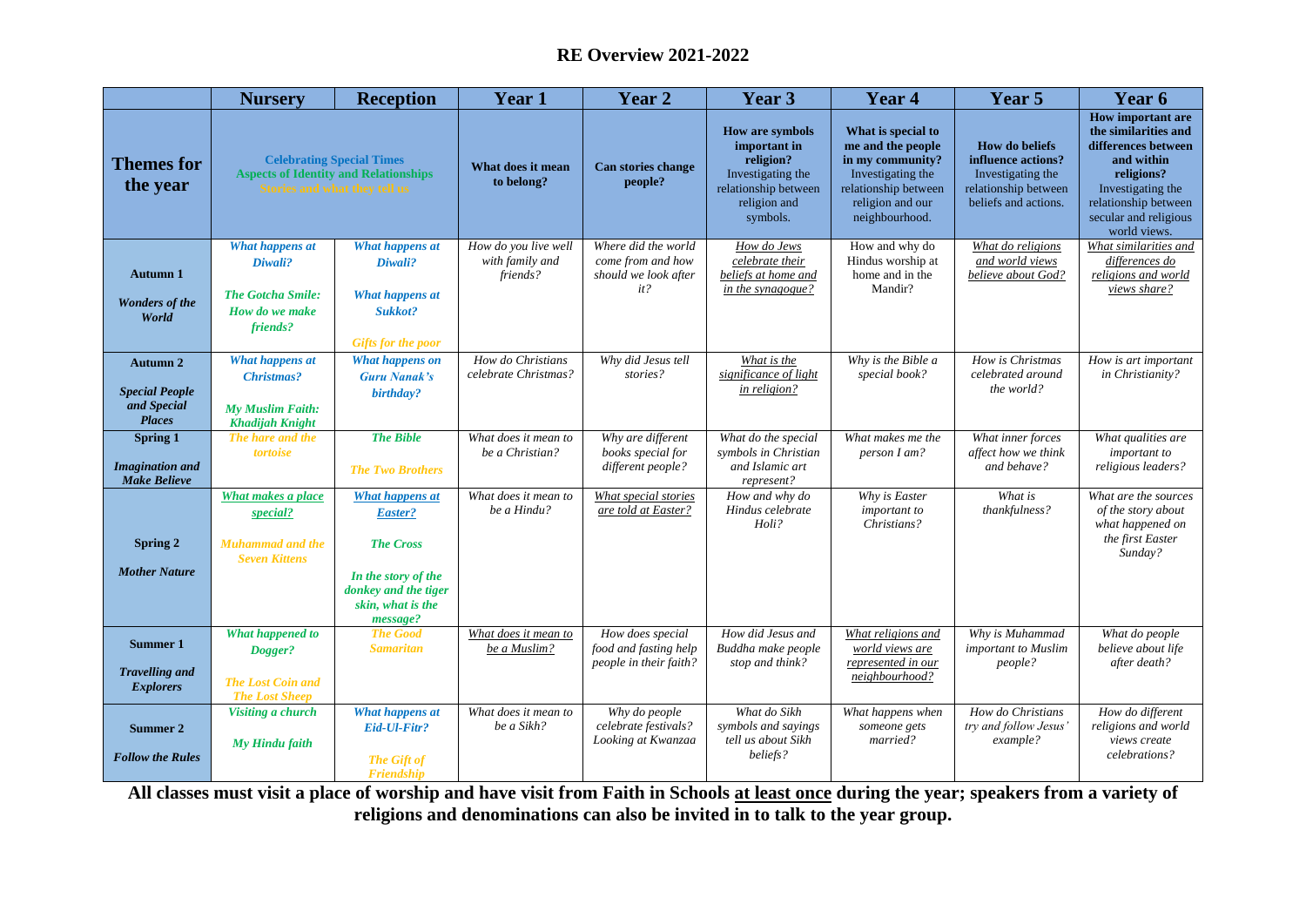# RE Overview 2021-2022

| | Nursery | Reception | Year 1 | Year 2 | Year 3 | Year 4 | Year 5 | Year 6 |
|---|---|---|---|---|---|---|---|---|
| **Themes for the year** | **Celebrating Special Times** **Aspects of Identity and Relationships** **Stories and what they tell us** | | **What does it mean to belong?** | **Can stories change people?** | **How are symbols important in religion?** Investigating the relationship between religion and symbols. | **What is special to me and the people in my community?** Investigating the relationship between religion and our neighbourhood. | **How do beliefs influence actions?** Investigating the relationship between beliefs and actions. | **How important are the similarities and differences between and within religions?** Investigating the relationship between secular and religious world views. |
| **Autumn 1** ***Wonders of the World*** | ***What happens at Diwali?*** ***The Gotcha Smile: How do we make friends?*** | ***What happens at Diwali?*** ***What happens at Sukkot?*** ***Gifts for the poor*** | *How do you live well with family and friends?* | *Where did the world come from and how should we look after it?* | *How do Jews celebrate their beliefs at home and in the synagogue?* | How and why do Hindus worship at home and in the Mandir? | *What do religions and world views believe about God?* | *What similarities and differences do religions and world views share?* |
| **Autumn 2** ***Special People and Special Places*** | ***What happens at Christmas?*** ***My Muslim Faith: Khadijah Knight*** | ***What happens on Guru Nanak's birthday?*** | *How do Christians celebrate Christmas?* | *Why did Jesus tell stories?* | *What is the significance of light in religion?* | *Why is the Bible a special book?* | *How is Christmas celebrated around the world?* | *How is art important in Christianity?* |
| **Spring 1** ***Imagination and Make Believe*** | ***The hare and the tortoise*** | ***The Bible*** ***The Two Brothers*** | *What does it mean to be a Christian?* | *Why are different books special for different people?* | *What do the special symbols in Christian and Islamic art represent?* | *What makes me the person I am?* | *What inner forces affect how we think and behave?* | *What qualities are important to religious leaders?* |
| **Spring 2** ***Mother Nature*** | ***What makes a place special?*** ***Muhammad and the Seven Kittens*** | ***What happens at Easter?*** ***The Cross*** ***In the story of the donkey and the tiger skin, what is the message?*** | *What does it mean to be a Hindu?* | *What special stories are told at Easter?* | *How and why do Hindus celebrate Holi?* | *Why is Easter important to Christians?* | *What is thankfulness?* | *What are the sources of the story about what happened on the first Easter Sunday?* |
| **Summer 1** ***Travelling and Explorers*** | ***What happened to Dogger?*** ***The Lost Coin and The Lost Sheep*** | ***The Good Samaritan*** | *What does it mean to be a Muslim?* | *How does special food and fasting help people in their faith?* | *How did Jesus and Buddha make people stop and think?* | *What religions and world views are represented in our neighbourhood?* | *Why is Muhammad important to Muslim people?* | *What do people believe about life after death?* |
| **Summer 2** ***Follow the Rules*** | ***Visiting a church*** ***My Hindu faith*** | ***What happens at Eid-Ul-Fitr?*** ***The Gift of Friendship*** | *What does it mean to be a Sikh?* | *Why do people celebrate festivals? Looking at Kwanzaa* | *What do Sikh symbols and sayings tell us about Sikh beliefs?* | *What happens when someone gets married?* | *How do Christians try and follow Jesus' example?* | *How do different religions and world views create celebrations?* |

**All classes must visit a place of worship and have visit from Faith in Schools at least once during the year; speakers from a variety of religions and denominations can also be invited in to talk to the year group.**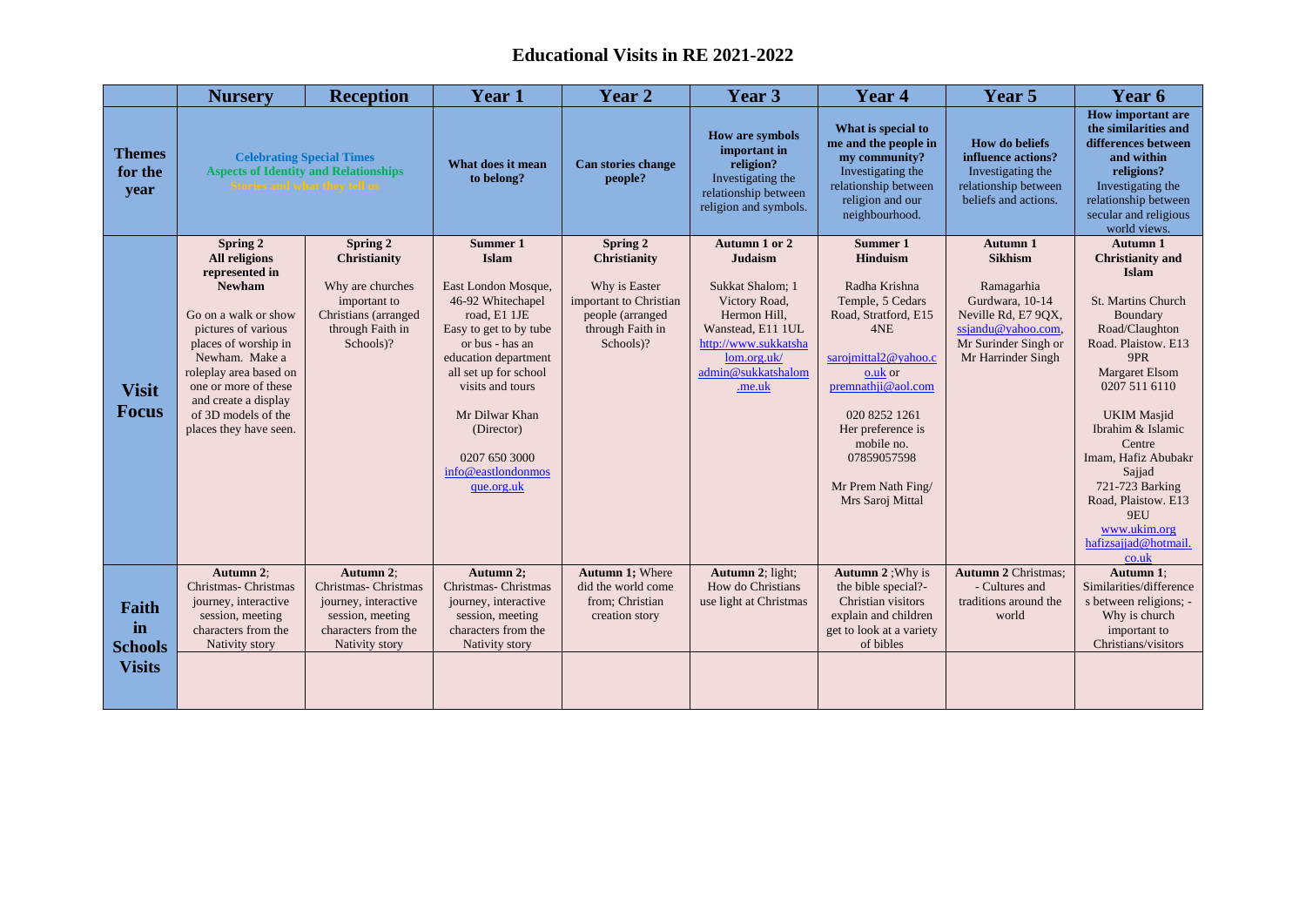# Educational Visits in RE 2021-2022

| | Nursery | Reception | Year 1 | Year 2 | Year 3 | Year 4 | Year 5 | Year 6 |
|---|---|---|---|---|---|---|---|---|
| **Themes for the year** | **Celebrating Special Times** **Aspects of Identity and Relationships** **Stories and what they tell us** | | **What does it mean to belong?** | **Can stories change people?** | **How are symbols important in religion?** Investigating the relationship between religion and symbols. | **What is special to me and the people in my community?** Investigating the relationship between religion and our neighbourhood. | **How do beliefs influence actions?** Investigating the relationship between beliefs and actions. | **How important are the similarities and differences between and within religions?** Investigating the relationship between secular and religious world views. |
| **Visit Focus** | **Spring 2** **All religions represented in Newham** Go on a walk or show pictures of various places of worship in Newham. Make a roleplay area based on one or more of these and create a display of 3D models of the places they have seen. | **Spring 2** **Christianity** Why are churches important to Christians (arranged through Faith in Schools)? | **Summer 1** **Islam** East London Mosque, 46-92 Whitechapel road, E1 1JE Easy to get to by tube or bus - has an education department all set up for school visits and tours Mr Dilwar Khan (Director) 0207 650 3000 info@eastlondonmosque.org.uk | **Spring 2** **Christianity** Why is Easter important to Christian people (arranged through Faith in Schools)? | **Autumn 1 or 2** **Judaism** Sukkat Shalom; 1 Victory Road, Hermon Hill, Wanstead, E11 1UL http://www.sukkatshalom.org.uk/ admin@sukkatshalom.me.uk | **Summer 1** **Hinduism** Radha Krishna Temple, 5 Cedars Road, Stratford, E15 4NE sarojmittal2@yahoo.co.uk or premnathji@aol.com 020 8252 1261 Her preference is mobile no. 07859057598 Mr Prem Nath Fing/ Mrs Saroj Mittal | **Autumn 1** **Sikhism** Ramagarhia Gurdwara, 10-14 Neville Rd, E7 9QX, ssjandu@yahoo.com, Mr Surinder Singh or Mr Harrinder Singh | **Autumn 1** **Christianity and Islam** St. Martins Church Boundary Road/Claughton Road. Plaistow. E13 9PR Margaret Elsom 0207 511 6110 UKIM Masjid Ibrahim & Islamic Centre Imam, Hafiz Abubakr Sajjad 721-723 Barking Road, Plaistow. E13 9EU www.ukim.org hafizsajjad@hotmail.co.uk |
| **Faith in Schools Visits** | **Autumn 2**; Christmas- Christmas journey, interactive session, meeting characters from the Nativity story | **Autumn 2**; Christmas- Christmas journey, interactive session, meeting characters from the Nativity story | **Autumn 2**; Christmas- Christmas journey, interactive session, meeting characters from the Nativity story | **Autumn 1**; Where did the world come from; Christian creation story | **Autumn 2**; light; How do Christians use light at Christmas | **Autumn 2** ;Why is the bible special?- Christian visitors explain and children get to look at a variety of bibles | **Autumn 2** Christmas; - Cultures and traditions around the world | **Autumn 1**; Similarities/differences between religions; - Why is church important to Christians/visitors |
| | | | | | | | | |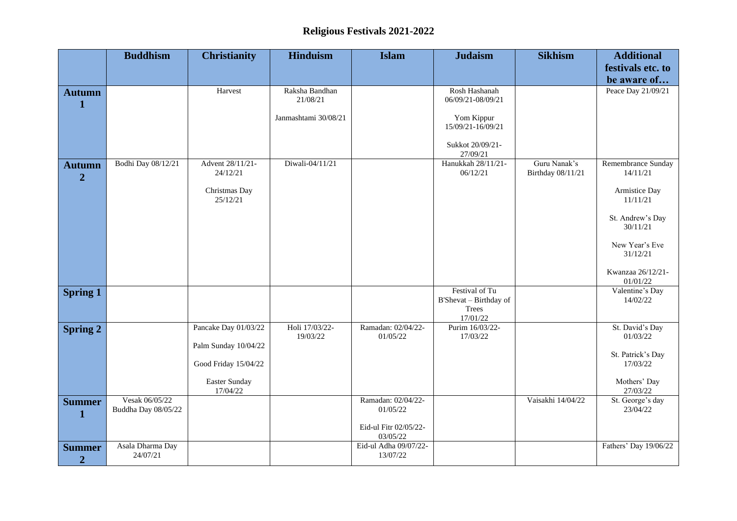# Religious Festivals 2021-2022

| | Buddhism | Christianity | Hinduism | Islam | Judaism | Sikhism | Additional festivals etc. to be aware of… |
|---|---|---|---|---|---|---|---|
| **Autumn 1** | | Harvest | Raksha Bandhan 21/08/21<br><br>Janmashtami 30/08/21 | | Rosh Hashanah 06/09/21-08/09/21<br><br>Yom Kippur 15/09/21-16/09/21<br><br>Sukkot 20/09/21-27/09/21 | | Peace Day 21/09/21 |
| **Autumn 2** | Bodhi Day 08/12/21 | Advent 28/11/21-24/12/21<br><br>Christmas Day 25/12/21 | Diwali-04/11/21 | | Hanukkah 28/11/21-06/12/21 | Guru Nanak's Birthday 08/11/21 | Remembrance Sunday 14/11/21<br><br>Armistice Day 11/11/21<br><br>St. Andrew's Day 30/11/21<br><br>New Year's Eve 31/12/21<br><br>Kwanzaa 26/12/21-01/01/22 |
| **Spring 1** | | | | | Festival of Tu B'Shevat – Birthday of Trees 17/01/22 | | Valentine's Day 14/02/22 |
| **Spring 2** | | Pancake Day 01/03/22<br><br>Palm Sunday 10/04/22<br><br>Good Friday 15/04/22<br><br>Easter Sunday 17/04/22 | Holi 17/03/22-19/03/22 | Ramadan: 02/04/22-01/05/22 | Purim 16/03/22-17/03/22 | | St. David's Day 01/03/22<br><br>St. Patrick's Day 17/03/22<br><br>Mothers' Day 27/03/22 |
| **Summer 1** | Vesak 06/05/22<br>Buddha Day 08/05/22 | | | Ramadan: 02/04/22-01/05/22<br><br>Eid-ul Fitr 02/05/22-03/05/22 | | Vaisakhi 14/04/22 | St. George's day 23/04/22 |
| **Summer 2** | Asala Dharma Day 24/07/21 | | | Eid-ul Adha 09/07/22-13/07/22 | | | Fathers' Day 19/06/22 |